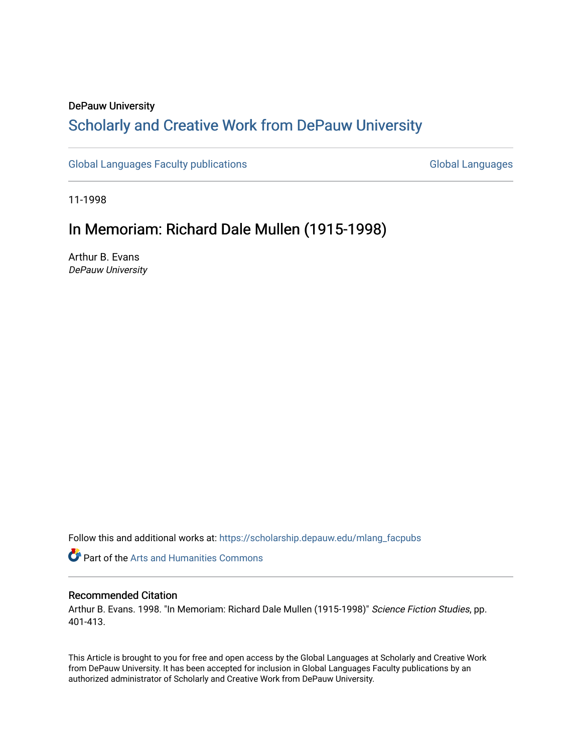DePauw University

# Scholarly and Creative Work from DePauw University

Global Languages Faculty publications

Global Languages

11-1998

## In Memoriam: Richard Dale Mullen (1915-1998)

Arthur B. Evans
*DePauw University*

Follow this and additional works at: https://scholarship.depauw.edu/mlang_facpubs

Part of the Arts and Humanities Commons

### Recommended Citation

Arthur B. Evans. 1998. "In Memoriam: Richard Dale Mullen (1915-1998)" *Science Fiction Studies*, pp. 401-413.

This Article is brought to you for free and open access by the Global Languages at Scholarly and Creative Work from DePauw University. It has been accepted for inclusion in Global Languages Faculty publications by an authorized administrator of Scholarly and Creative Work from DePauw University.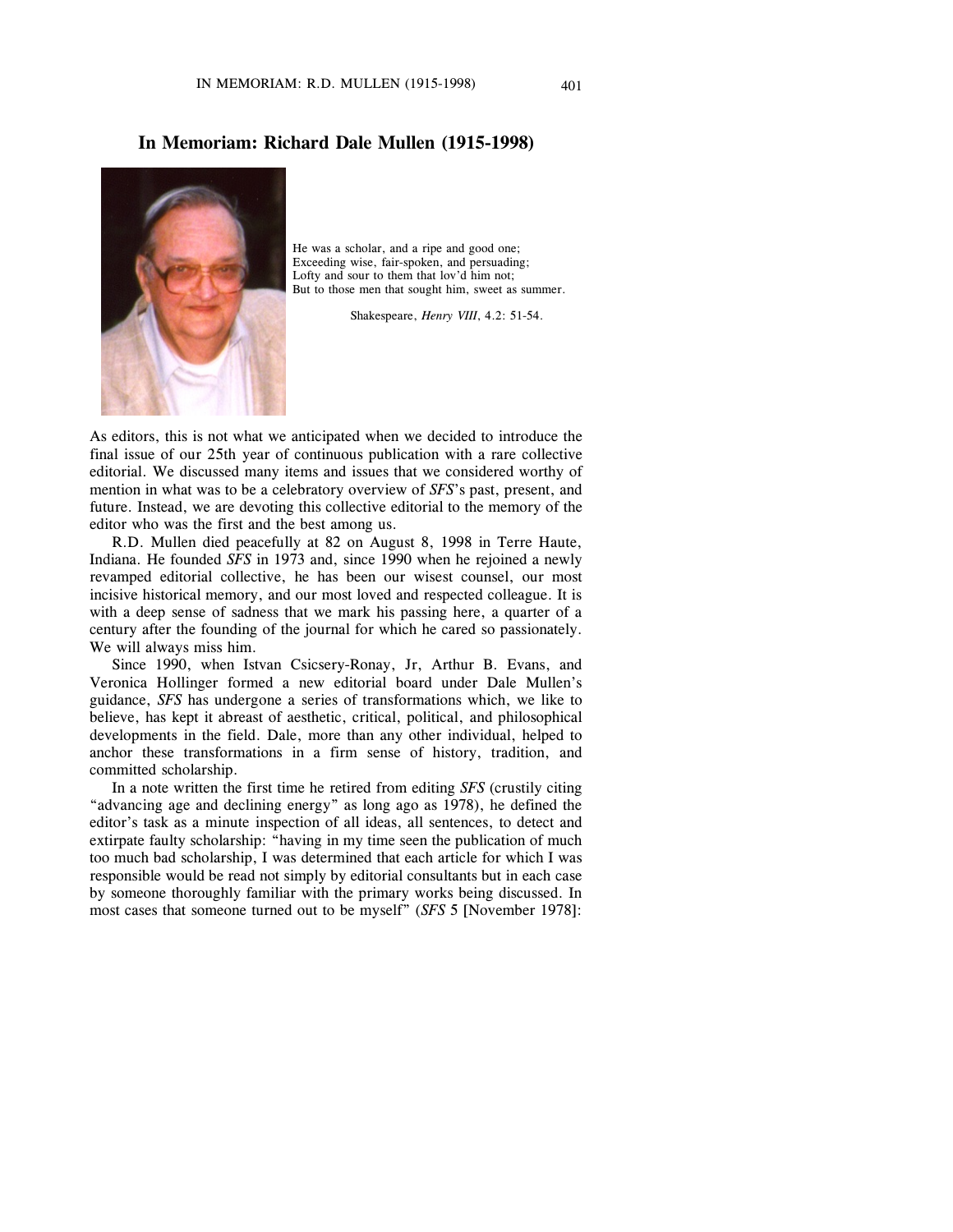# In Memoriam: Richard Dale Mullen (1915-1998)

He was a scholar, and a ripe and good one;
Exceeding wise, fair-spoken, and persuading;
Lofty and sour to them that lov'd him not;
But to those men that sought him, sweet as summer.

Shakespeare, *Henry VIII*, 4.2: 51-54.

As editors, this is not what we anticipated when we decided to introduce the final issue of our 25th year of continuous publication with a rare collective editorial. We discussed many items and issues that we considered worthy of mention in what was to be a celebratory overview of *SFS*'s past, present, and future. Instead, we are devoting this collective editorial to the memory of the editor who was the first and the best among us.

R.D. Mullen died peacefully at 82 on August 8, 1998 in Terre Haute, Indiana. He founded *SFS* in 1973 and, since 1990 when he rejoined a newly revamped editorial collective, he has been our wisest counsel, our most incisive historical memory, and our most loved and respected colleague. It is with a deep sense of sadness that we mark his passing here, a quarter of a century after the founding of the journal for which he cared so passionately. We will always miss him.

Since 1990, when Istvan Csicsery-Ronay, Jr, Arthur B. Evans, and Veronica Hollinger formed a new editorial board under Dale Mullen's guidance, *SFS* has undergone a series of transformations which, we like to believe, has kept it abreast of aesthetic, critical, political, and philosophical developments in the field. Dale, more than any other individual, helped to anchor these transformations in a firm sense of history, tradition, and committed scholarship.

In a note written the first time he retired from editing *SFS* (crustily citing "advancing age and declining energy" as long ago as 1978), he defined the editor's task as a minute inspection of all ideas, all sentences, to detect and extirpate faulty scholarship: "having in my time seen the publication of much too much bad scholarship, I was determined that each article for which I was responsible would be read not simply by editorial consultants but in each case by someone thoroughly familiar with the primary works being discussed. In most cases that someone turned out to be myself" (*SFS* 5 [November 1978]: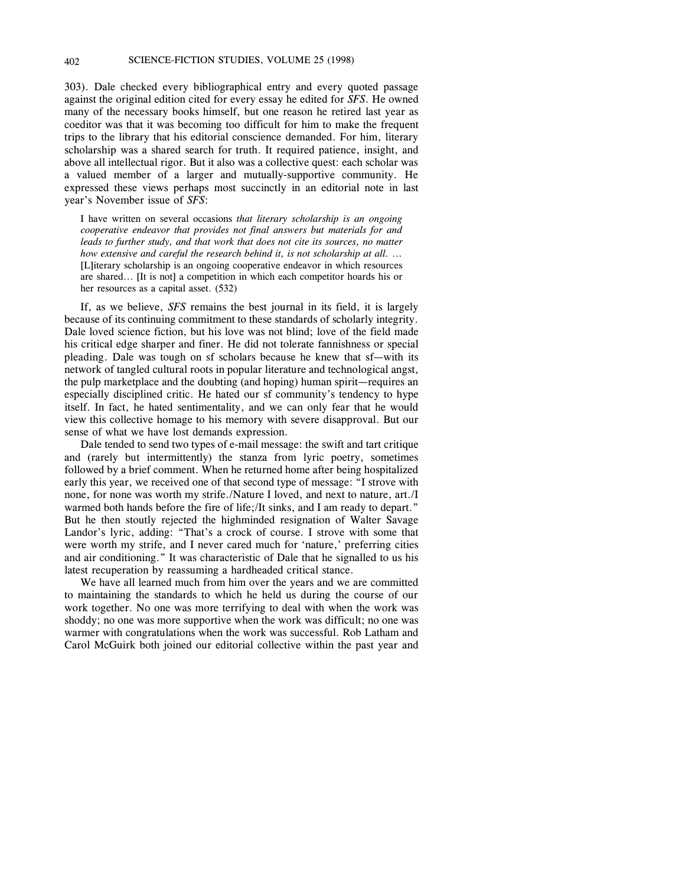303). Dale checked every bibliographical entry and every quoted passage against the original edition cited for every essay he edited for *SFS*. He owned many of the necessary books himself, but one reason he retired last year as coeditor was that it was becoming too difficult for him to make the frequent trips to the library that his editorial conscience demanded. For him, literary scholarship was a shared search for truth. It required patience, insight, and above all intellectual rigor. But it also was a collective quest: each scholar was a valued member of a larger and mutually-supportive community. He expressed these views perhaps most succinctly in an editorial note in last year's November issue of *SFS*:

> I have written on several occasions *that literary scholarship is an ongoing cooperative endeavor that provides not final answers but materials for and leads to further study, and that work that does not cite its sources, no matter how extensive and careful the research behind it, is not scholarship at all.* … [L]iterary scholarship is an ongoing cooperative endeavor in which resources are shared… [It is not] a competition in which each competitor hoards his or her resources as a capital asset. (532)

If, as we believe, *SFS* remains the best journal in its field, it is largely because of its continuing commitment to these standards of scholarly integrity. Dale loved science fiction, but his love was not blind; love of the field made his critical edge sharper and finer. He did not tolerate fannishness or special pleading. Dale was tough on sf scholars because he knew that sf—with its network of tangled cultural roots in popular literature and technological angst, the pulp marketplace and the doubting (and hoping) human spirit—requires an especially disciplined critic. He hated our sf community's tendency to hype itself. In fact, he hated sentimentality, and we can only fear that he would view this collective homage to his memory with severe disapproval. But our sense of what we have lost demands expression.

Dale tended to send two types of e-mail message: the swift and tart critique and (rarely but intermittently) the stanza from lyric poetry, sometimes followed by a brief comment. When he returned home after being hospitalized early this year, we received one of that second type of message: "I strove with none, for none was worth my strife./Nature I loved, and next to nature, art./I warmed both hands before the fire of life;/It sinks, and I am ready to depart." But he then stoutly rejected the highminded resignation of Walter Savage Landor's lyric, adding: "That's a crock of course. I strove with some that were worth my strife, and I never cared much for 'nature,' preferring cities and air conditioning." It was characteristic of Dale that he signalled to us his latest recuperation by reassuming a hardheaded critical stance.

We have all learned much from him over the years and we are committed to maintaining the standards to which he held us during the course of our work together. No one was more terrifying to deal with when the work was shoddy; no one was more supportive when the work was difficult; no one was warmer with congratulations when the work was successful. Rob Latham and Carol McGuirk both joined our editorial collective within the past year and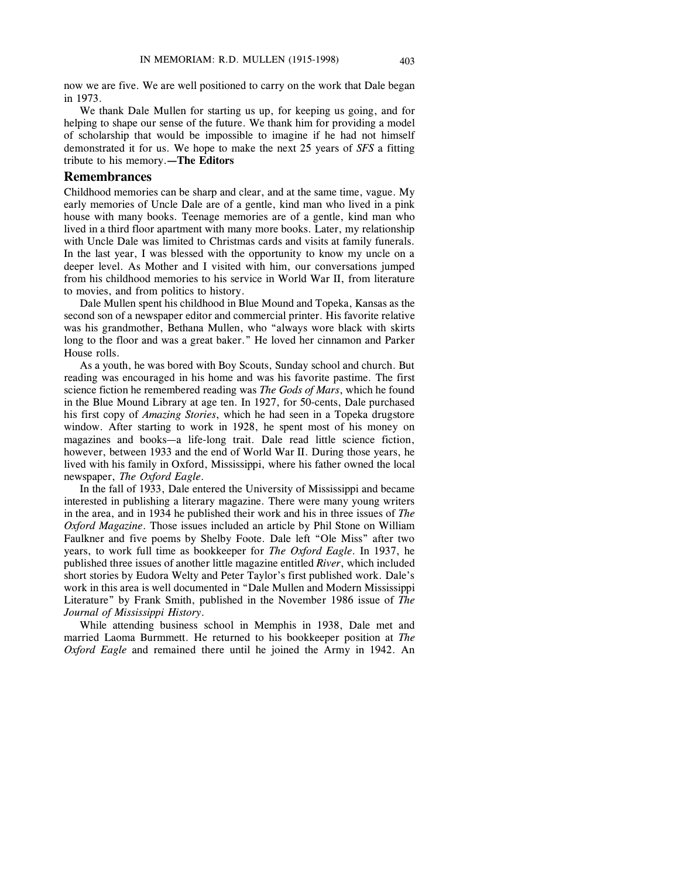now we are five. We are well positioned to carry on the work that Dale began in 1973.

We thank Dale Mullen for starting us up, for keeping us going, and for helping to shape our sense of the future. We thank him for providing a model of scholarship that would be impossible to imagine if he had not himself demonstrated it for us. We hope to make the next 25 years of *SFS* a fitting tribute to his memory.**—The Editors**

## Remembrances

Childhood memories can be sharp and clear, and at the same time, vague. My early memories of Uncle Dale are of a gentle, kind man who lived in a pink house with many books. Teenage memories are of a gentle, kind man who lived in a third floor apartment with many more books. Later, my relationship with Uncle Dale was limited to Christmas cards and visits at family funerals. In the last year, I was blessed with the opportunity to know my uncle on a deeper level. As Mother and I visited with him, our conversations jumped from his childhood memories to his service in World War II, from literature to movies, and from politics to history.

Dale Mullen spent his childhood in Blue Mound and Topeka, Kansas as the second son of a newspaper editor and commercial printer. His favorite relative was his grandmother, Bethana Mullen, who "always wore black with skirts long to the floor and was a great baker." He loved her cinnamon and Parker House rolls.

As a youth, he was bored with Boy Scouts, Sunday school and church. But reading was encouraged in his home and was his favorite pastime. The first science fiction he remembered reading was *The Gods of Mars*, which he found in the Blue Mound Library at age ten. In 1927, for 50-cents, Dale purchased his first copy of *Amazing Stories*, which he had seen in a Topeka drugstore window. After starting to work in 1928, he spent most of his money on magazines and books—a life-long trait. Dale read little science fiction, however, between 1933 and the end of World War II. During those years, he lived with his family in Oxford, Mississippi, where his father owned the local newspaper, *The Oxford Eagle*.

In the fall of 1933, Dale entered the University of Mississippi and became interested in publishing a literary magazine. There were many young writers in the area, and in 1934 he published their work and his in three issues of *The Oxford Magazine*. Those issues included an article by Phil Stone on William Faulkner and five poems by Shelby Foote. Dale left "Ole Miss" after two years, to work full time as bookkeeper for *The Oxford Eagle*. In 1937, he published three issues of another little magazine entitled *River*, which included short stories by Eudora Welty and Peter Taylor's first published work. Dale's work in this area is well documented in "Dale Mullen and Modern Mississippi Literature" by Frank Smith, published in the November 1986 issue of *The Journal of Mississippi History*.

While attending business school in Memphis in 1938, Dale met and married Laoma Burmmett. He returned to his bookkeeper position at *The Oxford Eagle* and remained there until he joined the Army in 1942. An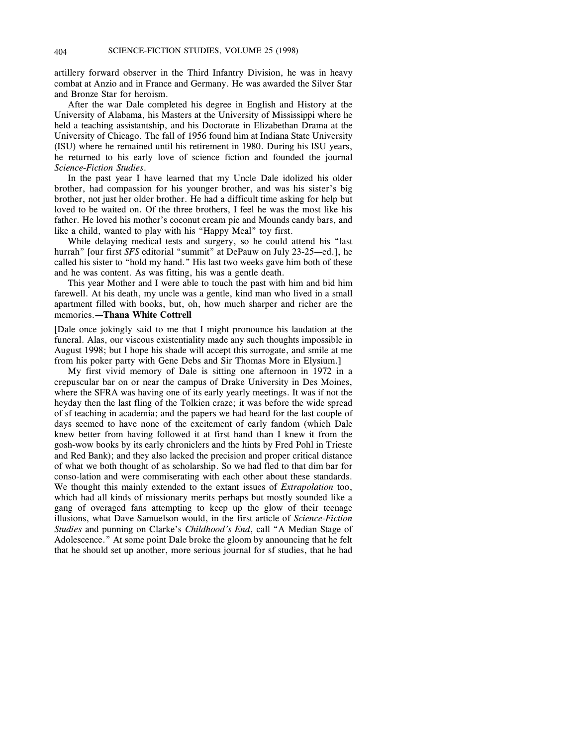artillery forward observer in the Third Infantry Division, he was in heavy combat at Anzio and in France and Germany. He was awarded the Silver Star and Bronze Star for heroism.

After the war Dale completed his degree in English and History at the University of Alabama, his Masters at the University of Mississippi where he held a teaching assistantship, and his Doctorate in Elizabethan Drama at the University of Chicago. The fall of 1956 found him at Indiana State University (ISU) where he remained until his retirement in 1980. During his ISU years, he returned to his early love of science fiction and founded the journal *Science-Fiction Studies*.

In the past year I have learned that my Uncle Dale idolized his older brother, had compassion for his younger brother, and was his sister's big brother, not just her older brother. He had a difficult time asking for help but loved to be waited on. Of the three brothers, I feel he was the most like his father. He loved his mother's coconut cream pie and Mounds candy bars, and like a child, wanted to play with his "Happy Meal" toy first.

While delaying medical tests and surgery, so he could attend his "last hurrah" [our first *SFS* editorial "summit" at DePauw on July 23-25—ed.], he called his sister to "hold my hand." His last two weeks gave him both of these and he was content. As was fitting, his was a gentle death.

This year Mother and I were able to touch the past with him and bid him farewell. At his death, my uncle was a gentle, kind man who lived in a small apartment filled with books, but, oh, how much sharper and richer are the memories.**—Thana White Cottrell**

[Dale once jokingly said to me that I might pronounce his laudation at the funeral. Alas, our viscous existentiality made any such thoughts impossible in August 1998; but I hope his shade will accept this surrogate, and smile at me from his poker party with Gene Debs and Sir Thomas More in Elysium.]

My first vivid memory of Dale is sitting one afternoon in 1972 in a crepuscular bar on or near the campus of Drake University in Des Moines, where the SFRA was having one of its early yearly meetings. It was if not the heyday then the last fling of the Tolkien craze; it was before the wide spread of sf teaching in academia; and the papers we had heard for the last couple of days seemed to have none of the excitement of early fandom (which Dale knew better from having followed it at first hand than I knew it from the gosh-wow books by its early chroniclers and the hints by Fred Pohl in Trieste and Red Bank); and they also lacked the precision and proper critical distance of what we both thought of as scholarship. So we had fled to that dim bar for conso-lation and were commiserating with each other about these standards. We thought this mainly extended to the extant issues of *Extrapolation* too, which had all kinds of missionary merits perhaps but mostly sounded like a gang of overaged fans attempting to keep up the glow of their teenage illusions, what Dave Samuelson would, in the first article of *Science-Fiction Studies* and punning on Clarke's *Childhood's End*, call "A Median Stage of Adolescence." At some point Dale broke the gloom by announcing that he felt that he should set up another, more serious journal for sf studies, that he had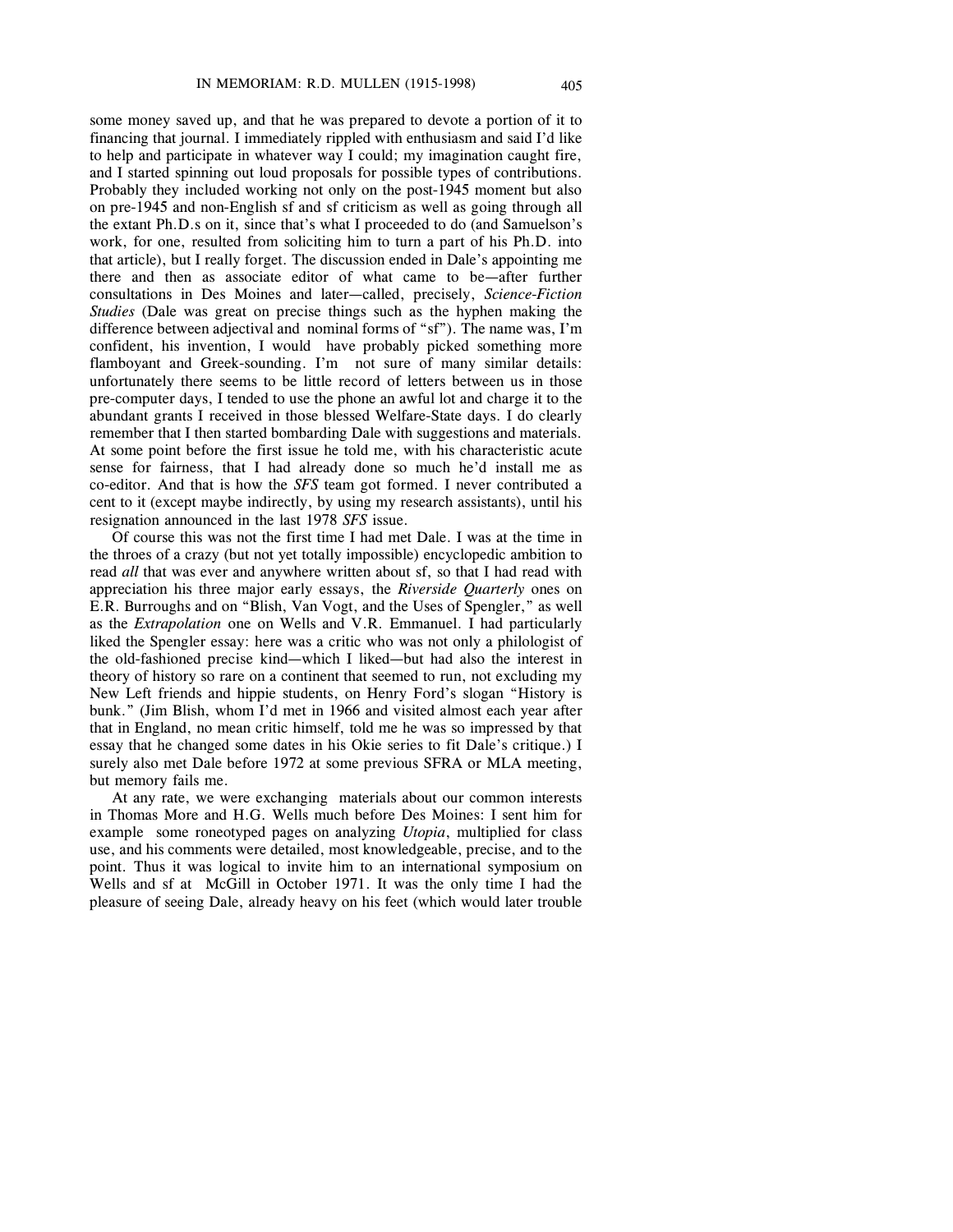some money saved up, and that he was prepared to devote a portion of it to financing that journal. I immediately rippled with enthusiasm and said I'd like to help and participate in whatever way I could; my imagination caught fire, and I started spinning out loud proposals for possible types of contributions. Probably they included working not only on the post-1945 moment but also on pre-1945 and non-English sf and sf criticism as well as going through all the extant Ph.D.s on it, since that's what I proceeded to do (and Samuelson's work, for one, resulted from soliciting him to turn a part of his Ph.D. into that article), but I really forget. The discussion ended in Dale's appointing me there and then as associate editor of what came to be—after further consultations in Des Moines and later—called, precisely, *Science-Fiction Studies* (Dale was great on precise things such as the hyphen making the difference between adjectival and nominal forms of "sf"). The name was, I'm confident, his invention, I would have probably picked something more flamboyant and Greek-sounding. I'm not sure of many similar details: unfortunately there seems to be little record of letters between us in those pre-computer days, I tended to use the phone an awful lot and charge it to the abundant grants I received in those blessed Welfare-State days. I do clearly remember that I then started bombarding Dale with suggestions and materials. At some point before the first issue he told me, with his characteristic acute sense for fairness, that I had already done so much he'd install me as co-editor. And that is how the *SFS* team got formed. I never contributed a cent to it (except maybe indirectly, by using my research assistants), until his resignation announced in the last 1978 *SFS* issue.

Of course this was not the first time I had met Dale. I was at the time in the throes of a crazy (but not yet totally impossible) encyclopedic ambition to read *all* that was ever and anywhere written about sf, so that I had read with appreciation his three major early essays, the *Riverside Quarterly* ones on E.R. Burroughs and on "Blish, Van Vogt, and the Uses of Spengler," as well as the *Extrapolation* one on Wells and V.R. Emmanuel. I had particularly liked the Spengler essay: here was a critic who was not only a philologist of the old-fashioned precise kind—which I liked—but had also the interest in theory of history so rare on a continent that seemed to run, not excluding my New Left friends and hippie students, on Henry Ford's slogan "History is bunk." (Jim Blish, whom I'd met in 1966 and visited almost each year after that in England, no mean critic himself, told me he was so impressed by that essay that he changed some dates in his Okie series to fit Dale's critique.) I surely also met Dale before 1972 at some previous SFRA or MLA meeting, but memory fails me.

At any rate, we were exchanging materials about our common interests in Thomas More and H.G. Wells much before Des Moines: I sent him for example some roneotyped pages on analyzing *Utopia*, multiplied for class use, and his comments were detailed, most knowledgeable, precise, and to the point. Thus it was logical to invite him to an international symposium on Wells and sf at McGill in October 1971. It was the only time I had the pleasure of seeing Dale, already heavy on his feet (which would later trouble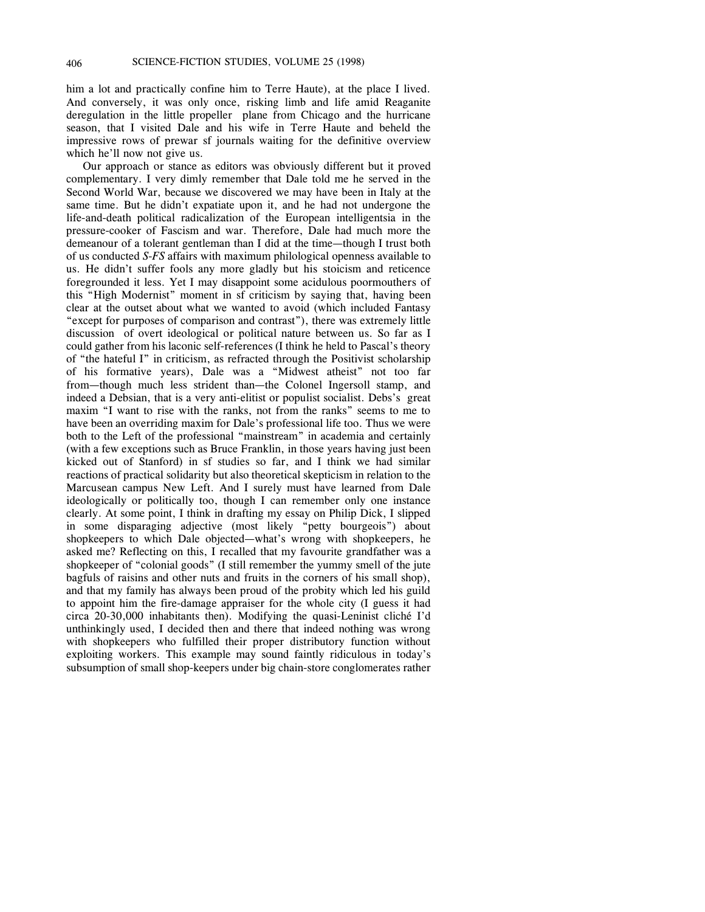him a lot and practically confine him to Terre Haute), at the place I lived. And conversely, it was only once, risking limb and life amid Reaganite deregulation in the little propeller plane from Chicago and the hurricane season, that I visited Dale and his wife in Terre Haute and beheld the impressive rows of prewar sf journals waiting for the definitive overview which he'll now not give us.

Our approach or stance as editors was obviously different but it proved complementary. I very dimly remember that Dale told me he served in the Second World War, because we discovered we may have been in Italy at the same time. But he didn't expatiate upon it, and he had not undergone the life-and-death political radicalization of the European intelligentsia in the pressure-cooker of Fascism and war. Therefore, Dale had much more the demeanour of a tolerant gentleman than I did at the time—though I trust both of us conducted *S-FS* affairs with maximum philological openness available to us. He didn't suffer fools any more gladly but his stoicism and reticence foregrounded it less. Yet I may disappoint some acidulous poormouthers of this "High Modernist" moment in sf criticism by saying that, having been clear at the outset about what we wanted to avoid (which included Fantasy "except for purposes of comparison and contrast"), there was extremely little discussion of overt ideological or political nature between us. So far as I could gather from his laconic self-references (I think he held to Pascal's theory of "the hateful I" in criticism, as refracted through the Positivist scholarship of his formative years), Dale was a "Midwest atheist" not too far from—though much less strident than—the Colonel Ingersoll stamp, and indeed a Debsian, that is a very anti-elitist or populist socialist. Debs's great maxim "I want to rise with the ranks, not from the ranks" seems to me to have been an overriding maxim for Dale's professional life too. Thus we were both to the Left of the professional "mainstream" in academia and certainly (with a few exceptions such as Bruce Franklin, in those years having just been kicked out of Stanford) in sf studies so far, and I think we had similar reactions of practical solidarity but also theoretical skepticism in relation to the Marcusean campus New Left. And I surely must have learned from Dale ideologically or politically too, though I can remember only one instance clearly. At some point, I think in drafting my essay on Philip Dick, I slipped in some disparaging adjective (most likely "petty bourgeois") about shopkeepers to which Dale objected—what's wrong with shopkeepers, he asked me? Reflecting on this, I recalled that my favourite grandfather was a shopkeeper of "colonial goods" (I still remember the yummy smell of the jute bagfuls of raisins and other nuts and fruits in the corners of his small shop), and that my family has always been proud of the probity which led his guild to appoint him the fire-damage appraiser for the whole city (I guess it had circa 20-30,000 inhabitants then). Modifying the quasi-Leninist cliché I'd unthinkingly used, I decided then and there that indeed nothing was wrong with shopkeepers who fulfilled their proper distributory function without exploiting workers. This example may sound faintly ridiculous in today's subsumption of small shop-keepers under big chain-store conglomerates rather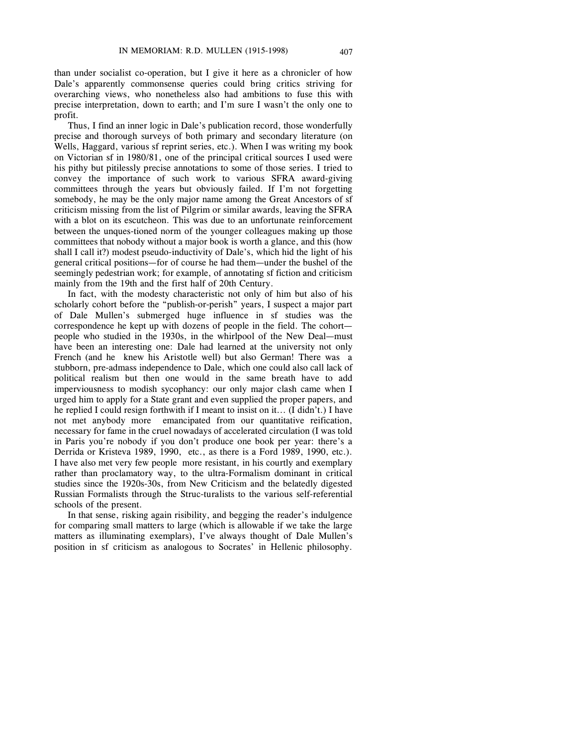than under socialist co-operation, but I give it here as a chronicler of how Dale's apparently commonsense queries could bring critics striving for overarching views, who nonetheless also had ambitions to fuse this with precise interpretation, down to earth; and I'm sure I wasn't the only one to profit.

Thus, I find an inner logic in Dale's publication record, those wonderfully precise and thorough surveys of both primary and secondary literature (on Wells, Haggard, various sf reprint series, etc.). When I was writing my book on Victorian sf in 1980/81, one of the principal critical sources I used were his pithy but pitilessly precise annotations to some of those series. I tried to convey the importance of such work to various SFRA award-giving committees through the years but obviously failed. If I'm not forgetting somebody, he may be the only major name among the Great Ancestors of sf criticism missing from the list of Pilgrim or similar awards, leaving the SFRA with a blot on its escutcheon. This was due to an unfortunate reinforcement between the unques-tioned norm of the younger colleagues making up those committees that nobody without a major book is worth a glance, and this (how shall I call it?) modest pseudo-inductivity of Dale's, which hid the light of his general critical positions—for of course he had them—under the bushel of the seemingly pedestrian work; for example, of annotating sf fiction and criticism mainly from the 19th and the first half of 20th Century.

In fact, with the modesty characteristic not only of him but also of his scholarly cohort before the "publish-or-perish" years, I suspect a major part of Dale Mullen's submerged huge influence in sf studies was the correspondence he kept up with dozens of people in the field. The cohort—people who studied in the 1930s, in the whirlpool of the New Deal—must have been an interesting one: Dale had learned at the university not only French (and he knew his Aristotle well) but also German! There was a stubborn, pre-admass independence to Dale, which one could also call lack of political realism but then one would in the same breath have to add imperviousness to modish sycophancy: our only major clash came when I urged him to apply for a State grant and even supplied the proper papers, and he replied I could resign forthwith if I meant to insist on it... (I didn't.) I have not met anybody more emancipated from our quantitative reification, necessary for fame in the cruel nowadays of accelerated circulation (I was told in Paris you're nobody if you don't produce one book per year: there's a Derrida or Kristeva 1989, 1990, etc., as there is a Ford 1989, 1990, etc.). I have also met very few people more resistant, in his courtly and exemplary rather than proclamatory way, to the ultra-Formalism dominant in critical studies since the 1920s-30s, from New Criticism and the belatedly digested Russian Formalists through the Struc-turalists to the various self-referential schools of the present.

In that sense, risking again risibility, and begging the reader's indulgence for comparing small matters to large (which is allowable if we take the large matters as illuminating exemplars), I've always thought of Dale Mullen's position in sf criticism as analogous to Socrates' in Hellenic philosophy.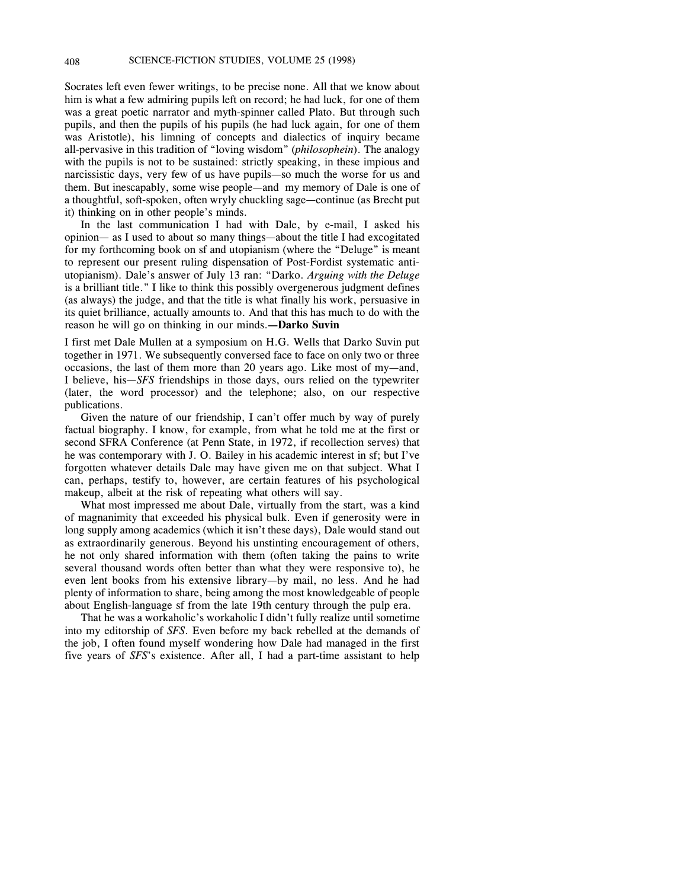Socrates left even fewer writings, to be precise none. All that we know about him is what a few admiring pupils left on record; he had luck, for one of them was a great poetic narrator and myth-spinner called Plato. But through such pupils, and then the pupils of his pupils (he had luck again, for one of them was Aristotle), his limning of concepts and dialectics of inquiry became all-pervasive in this tradition of "loving wisdom" (*philosophein*). The analogy with the pupils is not to be sustained: strictly speaking, in these impious and narcissistic days, very few of us have pupils—so much the worse for us and them. But inescapably, some wise people—and my memory of Dale is one of a thoughtful, soft-spoken, often wryly chuckling sage—continue (as Brecht put it) thinking on in other people's minds.

In the last communication I had with Dale, by e-mail, I asked his opinion— as I used to about so many things—about the title I had excogitated for my forthcoming book on sf and utopianism (where the "Deluge" is meant to represent our present ruling dispensation of Post-Fordist systematic anti-utopianism). Dale's answer of July 13 ran: "Darko. *Arguing with the Deluge* is a brilliant title." I like to think this possibly overgenerous judgment defines (as always) the judge, and that the title is what finally his work, persuasive in its quiet brilliance, actually amounts to. And that this has much to do with the reason he will go on thinking in our minds.**—Darko Suvin**

I first met Dale Mullen at a symposium on H.G. Wells that Darko Suvin put together in 1971. We subsequently conversed face to face on only two or three occasions, the last of them more than 20 years ago. Like most of my—and, I believe, his—*SFS* friendships in those days, ours relied on the typewriter (later, the word processor) and the telephone; also, on our respective publications.

Given the nature of our friendship, I can't offer much by way of purely factual biography. I know, for example, from what he told me at the first or second SFRA Conference (at Penn State, in 1972, if recollection serves) that he was contemporary with J. O. Bailey in his academic interest in sf; but I've forgotten whatever details Dale may have given me on that subject. What I can, perhaps, testify to, however, are certain features of his psychological makeup, albeit at the risk of repeating what others will say.

What most impressed me about Dale, virtually from the start, was a kind of magnanimity that exceeded his physical bulk. Even if generosity were in long supply among academics (which it isn't these days), Dale would stand out as extraordinarily generous. Beyond his unstinting encouragement of others, he not only shared information with them (often taking the pains to write several thousand words often better than what they were responsive to), he even lent books from his extensive library—by mail, no less. And he had plenty of information to share, being among the most knowledgeable of people about English-language sf from the late 19th century through the pulp era.

That he was a workaholic's workaholic I didn't fully realize until sometime into my editorship of *SFS*. Even before my back rebelled at the demands of the job, I often found myself wondering how Dale had managed in the first five years of *SFS*'s existence. After all, I had a part-time assistant to help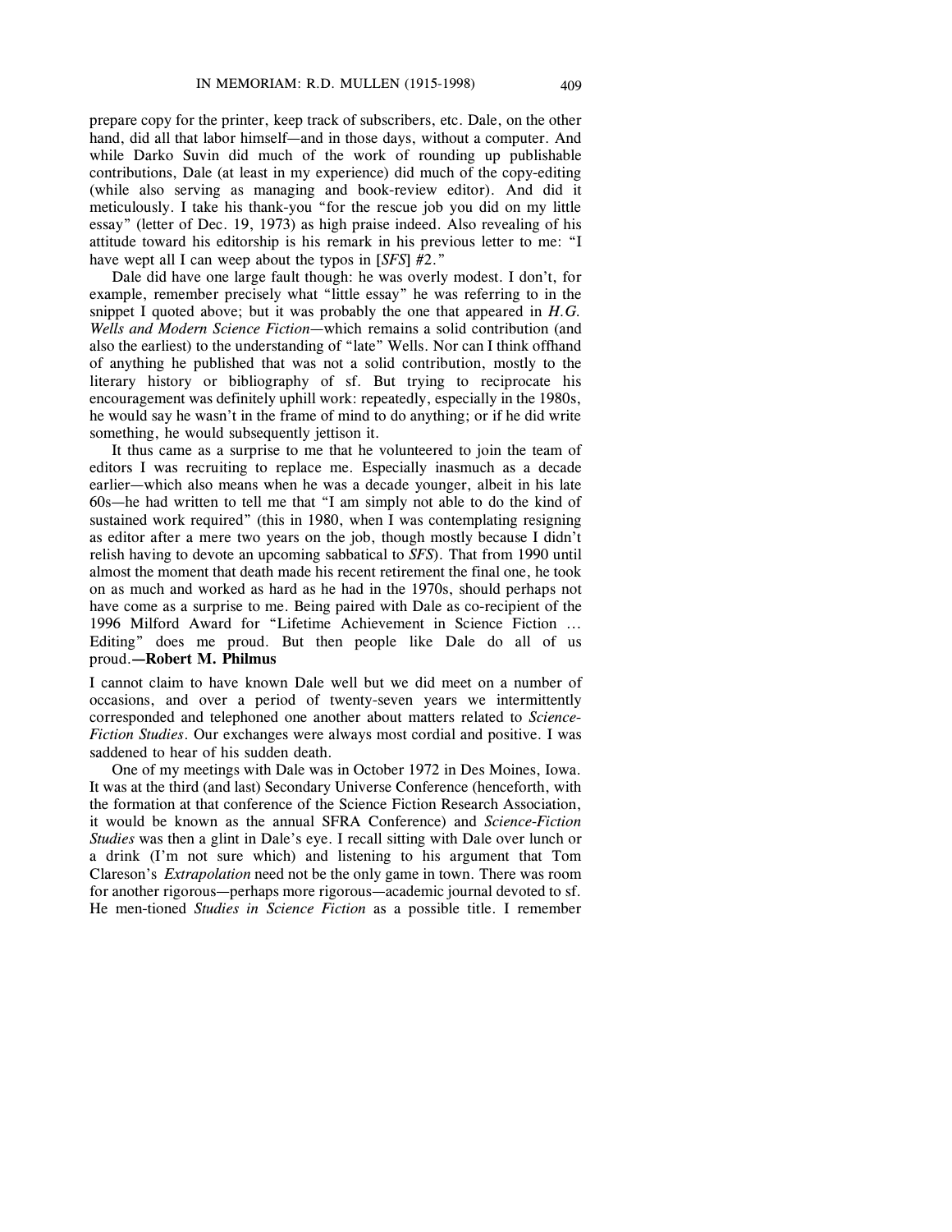prepare copy for the printer, keep track of subscribers, etc. Dale, on the other hand, did all that labor himself—and in those days, without a computer. And while Darko Suvin did much of the work of rounding up publishable contributions, Dale (at least in my experience) did much of the copy-editing (while also serving as managing and book-review editor). And did it meticulously. I take his thank-you "for the rescue job you did on my little essay" (letter of Dec. 19, 1973) as high praise indeed. Also revealing of his attitude toward his editorship is his remark in his previous letter to me: "I have wept all I can weep about the typos in [*SFS*] #2."

Dale did have one large fault though: he was overly modest. I don't, for example, remember precisely what "little essay" he was referring to in the snippet I quoted above; but it was probably the one that appeared in *H.G. Wells and Modern Science Fiction*—which remains a solid contribution (and also the earliest) to the understanding of "late" Wells. Nor can I think offhand of anything he published that was not a solid contribution, mostly to the literary history or bibliography of sf. But trying to reciprocate his encouragement was definitely uphill work: repeatedly, especially in the 1980s, he would say he wasn't in the frame of mind to do anything; or if he did write something, he would subsequently jettison it.

It thus came as a surprise to me that he volunteered to join the team of editors I was recruiting to replace me. Especially inasmuch as a decade earlier—which also means when he was a decade younger, albeit in his late 60s—he had written to tell me that "I am simply not able to do the kind of sustained work required" (this in 1980, when I was contemplating resigning as editor after a mere two years on the job, though mostly because I didn't relish having to devote an upcoming sabbatical to *SFS*). That from 1990 until almost the moment that death made his recent retirement the final one, he took on as much and worked as hard as he had in the 1970s, should perhaps not have come as a surprise to me. Being paired with Dale as co-recipient of the 1996 Milford Award for "Lifetime Achievement in Science Fiction ... Editing" does me proud. But then people like Dale do all of us proud.—**Robert M. Philmus**

I cannot claim to have known Dale well but we did meet on a number of occasions, and over a period of twenty-seven years we intermittently corresponded and telephoned one another about matters related to *Science-Fiction Studies*. Our exchanges were always most cordial and positive. I was saddened to hear of his sudden death.

One of my meetings with Dale was in October 1972 in Des Moines, Iowa. It was at the third (and last) Secondary Universe Conference (henceforth, with the formation at that conference of the Science Fiction Research Association, it would be known as the annual SFRA Conference) and *Science-Fiction Studies* was then a glint in Dale's eye. I recall sitting with Dale over lunch or a drink (I'm not sure which) and listening to his argument that Tom Clareson's *Extrapolation* need not be the only game in town. There was room for another rigorous—perhaps more rigorous—academic journal devoted to sf. He men-tioned *Studies in Science Fiction* as a possible title. I remember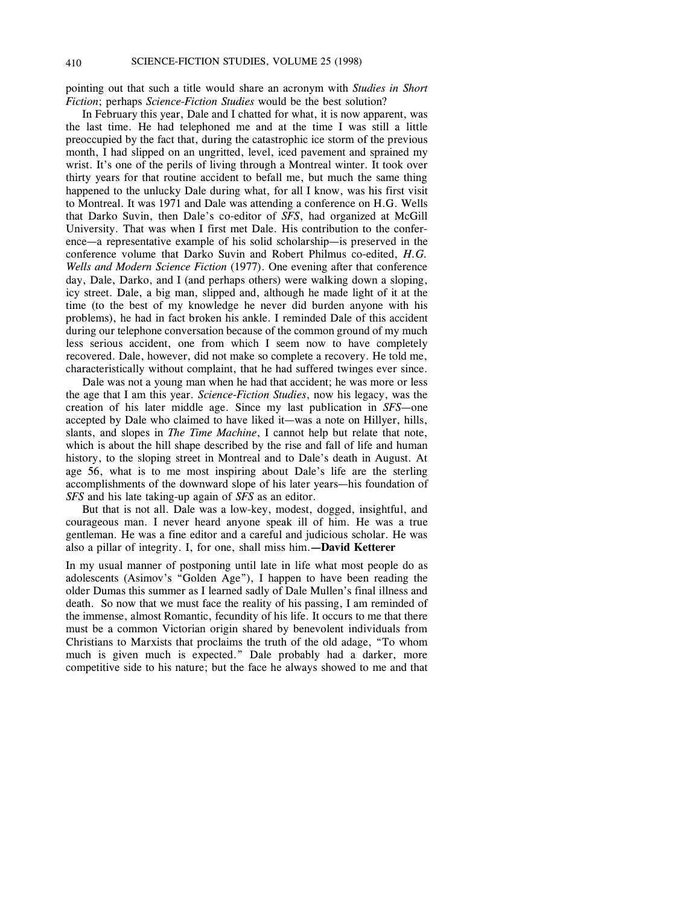pointing out that such a title would share an acronym with *Studies in Short Fiction*; perhaps *Science-Fiction Studies* would be the best solution?

In February this year, Dale and I chatted for what, it is now apparent, was the last time. He had telephoned me and at the time I was still a little preoccupied by the fact that, during the catastrophic ice storm of the previous month, I had slipped on an ungritted, level, iced pavement and sprained my wrist. It's one of the perils of living through a Montreal winter. It took over thirty years for that routine accident to befall me, but much the same thing happened to the unlucky Dale during what, for all I know, was his first visit to Montreal. It was 1971 and Dale was attending a conference on H.G. Wells that Darko Suvin, then Dale's co-editor of *SFS*, had organized at McGill University. That was when I first met Dale. His contribution to the conference—a representative example of his solid scholarship—is preserved in the conference volume that Darko Suvin and Robert Philmus co-edited, *H.G. Wells and Modern Science Fiction* (1977). One evening after that conference day, Dale, Darko, and I (and perhaps others) were walking down a sloping, icy street. Dale, a big man, slipped and, although he made light of it at the time (to the best of my knowledge he never did burden anyone with his problems), he had in fact broken his ankle. I reminded Dale of this accident during our telephone conversation because of the common ground of my much less serious accident, one from which I seem now to have completely recovered. Dale, however, did not make so complete a recovery. He told me, characteristically without complaint, that he had suffered twinges ever since.

Dale was not a young man when he had that accident; he was more or less the age that I am this year. *Science-Fiction Studies*, now his legacy, was the creation of his later middle age. Since my last publication in *SFS*—one accepted by Dale who claimed to have liked it—was a note on Hillyer, hills, slants, and slopes in *The Time Machine*, I cannot help but relate that note, which is about the hill shape described by the rise and fall of life and human history, to the sloping street in Montreal and to Dale's death in August. At age 56, what is to me most inspiring about Dale's life are the sterling accomplishments of the downward slope of his later years—his foundation of *SFS* and his late taking-up again of *SFS* as an editor.

But that is not all. Dale was a low-key, modest, dogged, insightful, and courageous man. I never heard anyone speak ill of him. He was a true gentleman. He was a fine editor and a careful and judicious scholar. He was also a pillar of integrity. I, for one, shall miss him.**—David Ketterer**

In my usual manner of postponing until late in life what most people do as adolescents (Asimov's "Golden Age"), I happen to have been reading the older Dumas this summer as I learned sadly of Dale Mullen's final illness and death. So now that we must face the reality of his passing, I am reminded of the immense, almost Romantic, fecundity of his life. It occurs to me that there must be a common Victorian origin shared by benevolent individuals from Christians to Marxists that proclaims the truth of the old adage, "To whom much is given much is expected." Dale probably had a darker, more competitive side to his nature; but the face he always showed to me and that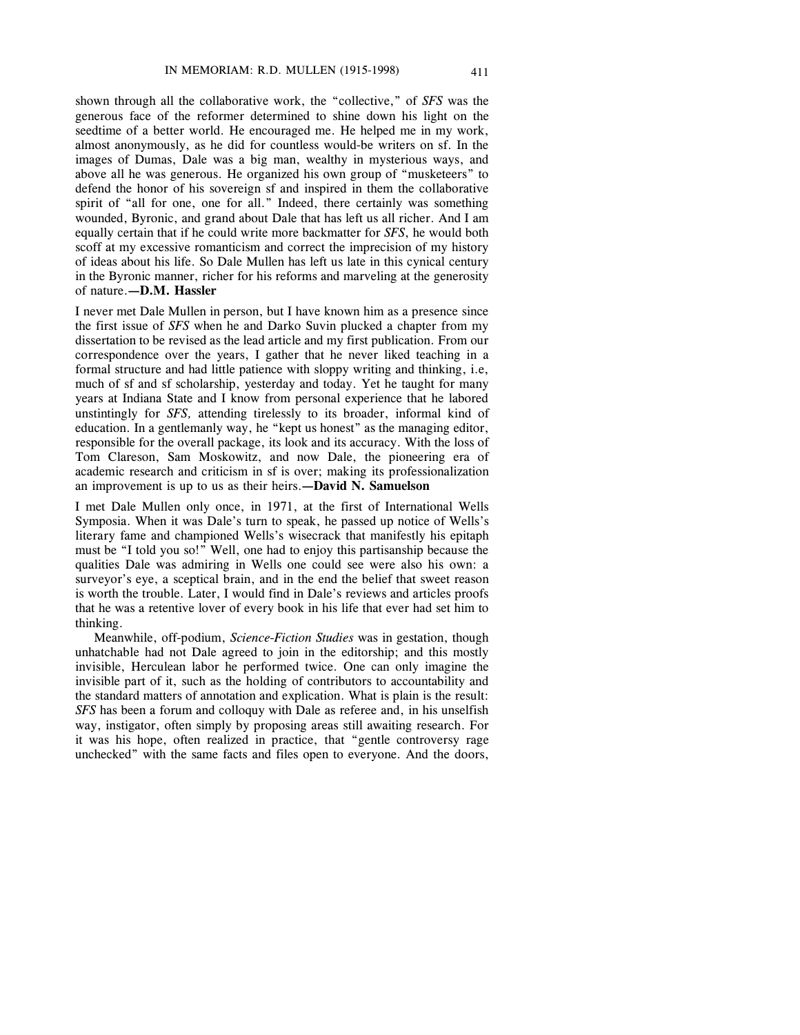shown through all the collaborative work, the "collective," of *SFS* was the generous face of the reformer determined to shine down his light on the seedtime of a better world. He encouraged me. He helped me in my work, almost anonymously, as he did for countless would-be writers on sf. In the images of Dumas, Dale was a big man, wealthy in mysterious ways, and above all he was generous. He organized his own group of "musketeers" to defend the honor of his sovereign sf and inspired in them the collaborative spirit of "all for one, one for all." Indeed, there certainly was something wounded, Byronic, and grand about Dale that has left us all richer. And I am equally certain that if he could write more backmatter for *SFS*, he would both scoff at my excessive romanticism and correct the imprecision of my history of ideas about his life. So Dale Mullen has left us late in this cynical century in the Byronic manner, richer for his reforms and marveling at the generosity of nature.**—D.M. Hassler**

I never met Dale Mullen in person, but I have known him as a presence since the first issue of *SFS* when he and Darko Suvin plucked a chapter from my dissertation to be revised as the lead article and my first publication. From our correspondence over the years, I gather that he never liked teaching in a formal structure and had little patience with sloppy writing and thinking, i.e, much of sf and sf scholarship, yesterday and today. Yet he taught for many years at Indiana State and I know from personal experience that he labored unstintingly for *SFS,* attending tirelessly to its broader, informal kind of education. In a gentlemanly way, he "kept us honest" as the managing editor, responsible for the overall package, its look and its accuracy. With the loss of Tom Clareson, Sam Moskowitz, and now Dale, the pioneering era of academic research and criticism in sf is over; making its professionalization an improvement is up to us as their heirs.**—David N. Samuelson**

I met Dale Mullen only once, in 1971, at the first of International Wells Symposia. When it was Dale's turn to speak, he passed up notice of Wells's literary fame and championed Wells's wisecrack that manifestly his epitaph must be "I told you so!" Well, one had to enjoy this partisanship because the qualities Dale was admiring in Wells one could see were also his own: a surveyor's eye, a sceptical brain, and in the end the belief that sweet reason is worth the trouble. Later, I would find in Dale's reviews and articles proofs that he was a retentive lover of every book in his life that ever had set him to thinking.

Meanwhile, off-podium, *Science-Fiction Studies* was in gestation, though unhatchable had not Dale agreed to join in the editorship; and this mostly invisible, Herculean labor he performed twice. One can only imagine the invisible part of it, such as the holding of contributors to accountability and the standard matters of annotation and explication. What is plain is the result: *SFS* has been a forum and colloquy with Dale as referee and, in his unselfish way, instigator, often simply by proposing areas still awaiting research. For it was his hope, often realized in practice, that "gentle controversy rage unchecked" with the same facts and files open to everyone. And the doors,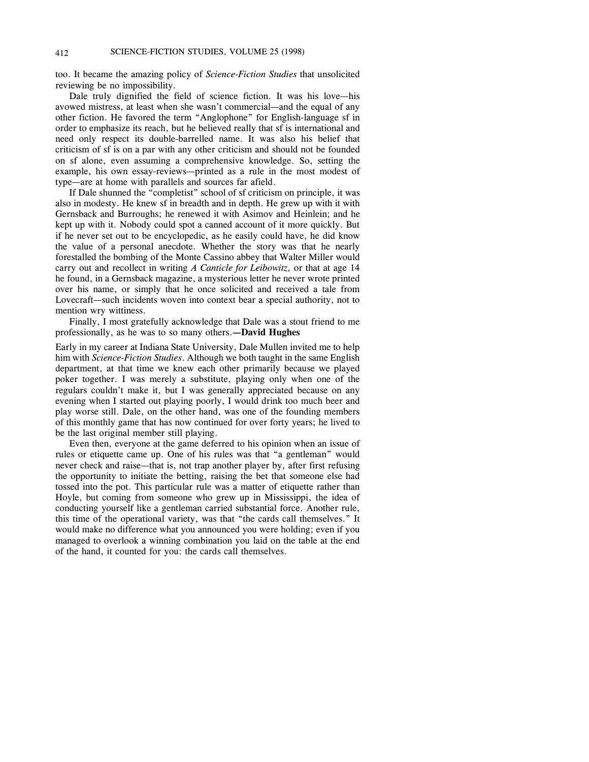too. It became the amazing policy of *Science-Fiction Studies* that unsolicited reviewing be no impossibility.

Dale truly dignified the field of science fiction. It was his love—his avowed mistress, at least when she wasn't commercial—and the equal of any other fiction. He favored the term "Anglophone" for English-language sf in order to emphasize its reach, but he believed really that sf is international and need only respect its double-barrelled name. It was also his belief that criticism of sf is on a par with any other criticism and should not be founded on sf alone, even assuming a comprehensive knowledge. So, setting the example, his own essay-reviews—printed as a rule in the most modest of type—are at home with parallels and sources far afield.

If Dale shunned the "completist" school of sf criticism on principle, it was also in modesty. He knew sf in breadth and in depth. He grew up with it with Gernsback and Burroughs; he renewed it with Asimov and Heinlein; and he kept up with it. Nobody could spot a canned account of it more quickly. But if he never set out to be encyclopedic, as he easily could have, he did know the value of a personal anecdote. Whether the story was that he nearly forestalled the bombing of the Monte Cassino abbey that Walter Miller would carry out and recollect in writing *A Canticle for Leibowitz,* or that at age 14 he found, in a Gernsback magazine, a mysterious letter he never wrote printed over his name, or simply that he once solicited and received a tale from Lovecraft—such incidents woven into context bear a special authority, not to mention wry wittiness.

Finally, I most gratefully acknowledge that Dale was a stout friend to me professionally, as he was to so many others.**—David Hughes**

Early in my career at Indiana State University, Dale Mullen invited me to help him with *Science-Fiction Studies*. Although we both taught in the same English department, at that time we knew each other primarily because we played poker together. I was merely a substitute, playing only when one of the regulars couldn't make it, but I was generally appreciated because on any evening when I started out playing poorly, I would drink too much beer and play worse still. Dale, on the other hand, was one of the founding members of this monthly game that has now continued for over forty years; he lived to be the last original member still playing.

Even then, everyone at the game deferred to his opinion when an issue of rules or etiquette came up. One of his rules was that "a gentleman" would never check and raise—that is, not trap another player by, after first refusing the opportunity to initiate the betting, raising the bet that someone else had tossed into the pot. This particular rule was a matter of etiquette rather than Hoyle, but coming from someone who grew up in Mississippi, the idea of conducting yourself like a gentleman carried substantial force. Another rule, this time of the operational variety, was that "the cards call themselves." It would make no difference what you announced you were holding; even if you managed to overlook a winning combination you laid on the table at the end of the hand, it counted for you: the cards call themselves.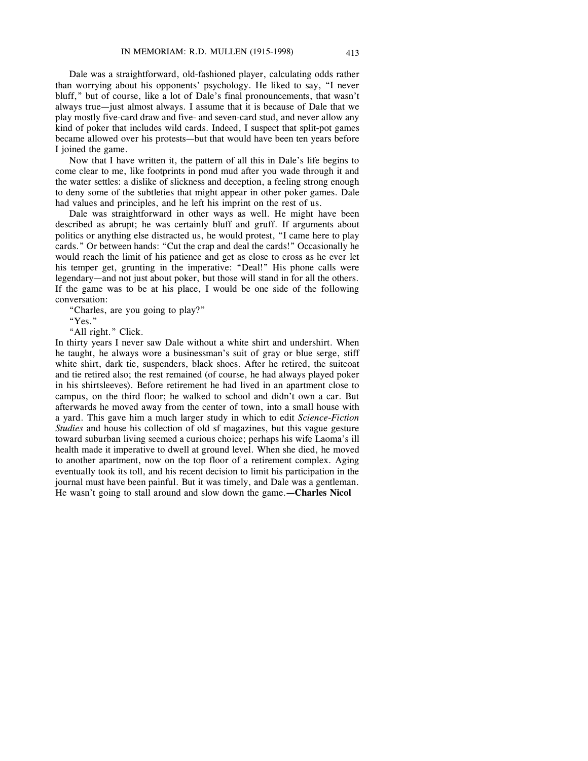Dale was a straightforward, old-fashioned player, calculating odds rather than worrying about his opponents' psychology. He liked to say, "I never bluff," but of course, like a lot of Dale's final pronouncements, that wasn't always true—just almost always. I assume that it is because of Dale that we play mostly five-card draw and five- and seven-card stud, and never allow any kind of poker that includes wild cards. Indeed, I suspect that split-pot games became allowed over his protests—but that would have been ten years before I joined the game.

Now that I have written it, the pattern of all this in Dale's life begins to come clear to me, like footprints in pond mud after you wade through it and the water settles: a dislike of slickness and deception, a feeling strong enough to deny some of the subtleties that might appear in other poker games. Dale had values and principles, and he left his imprint on the rest of us.

Dale was straightforward in other ways as well. He might have been described as abrupt; he was certainly bluff and gruff. If arguments about politics or anything else distracted us, he would protest, "I came here to play cards." Or between hands: "Cut the crap and deal the cards!" Occasionally he would reach the limit of his patience and get as close to cross as he ever let his temper get, grunting in the imperative: "Deal!" His phone calls were legendary—and not just about poker, but those will stand in for all the others. If the game was to be at his place, I would be one side of the following conversation:

"Charles, are you going to play?"

"Yes."

"All right." Click.

In thirty years I never saw Dale without a white shirt and undershirt. When he taught, he always wore a businessman's suit of gray or blue serge, stiff white shirt, dark tie, suspenders, black shoes. After he retired, the suitcoat and tie retired also; the rest remained (of course, he had always played poker in his shirtsleeves). Before retirement he had lived in an apartment close to campus, on the third floor; he walked to school and didn't own a car. But afterwards he moved away from the center of town, into a small house with a yard. This gave him a much larger study in which to edit *Science-Fiction Studies* and house his collection of old sf magazines, but this vague gesture toward suburban living seemed a curious choice; perhaps his wife Laoma's ill health made it imperative to dwell at ground level. When she died, he moved to another apartment, now on the top floor of a retirement complex. Aging eventually took its toll, and his recent decision to limit his participation in the journal must have been painful. But it was timely, and Dale was a gentleman. He wasn't going to stall around and slow down the game.—**Charles Nicol**